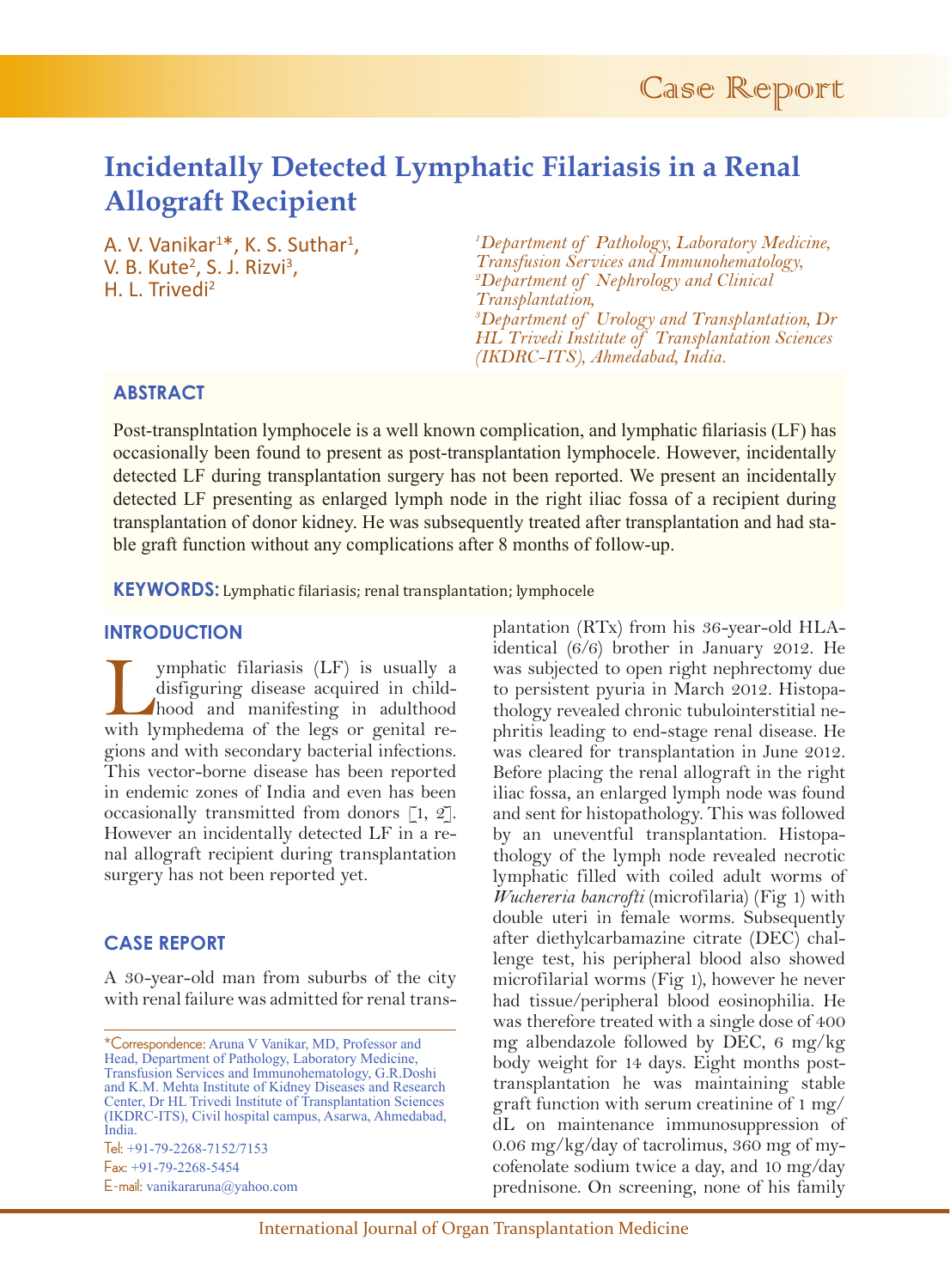Case Report

# Incidentally Detected Lymphatic Filariasis in a Renal Allograft Recipient

A. V. Vanikar[1]*, K. S. Suthar[1], V. B. Kute[2], S. J. Rizvi[3], H. L. Trivedi[2]

[1]*Department of Pathology, Laboratory Medicine, Transfusion Services and Immunohematology,*
[2]*Department of Nephrology and Clinical Transplantation,*
[3]*Department of Urology and Transplantation, Dr HL Trivedi Institute of Transplantation Sciences (IKDRC-ITS), Ahmedabad, India.*

## ABSTRACT

Post-transplntation lymphocele is a well known complication, and lymphatic filariasis (LF) has occasionally been found to present as post-transplantation lymphocele. However, incidentally detected LF during transplantation surgery has not been reported. We present an incidentally detected LF presenting as enlarged lymph node in the right iliac fossa of a recipient during transplantation of donor kidney. He was subsequently treated after transplantation and had stable graft function without any complications after 8 months of follow-up.

**KEYWORDS:** Lymphatic filariasis; renal transplantation; lymphocele

## INTRODUCTION

Lymphatic filariasis (LF) is usually a disfiguring disease acquired in childhood and manifesting in adulthood with lymphedema of the legs or genital regions and with secondary bacterial infections. This vector-borne disease has been reported in endemic zones of India and even has been occasionally transmitted from donors [1, 2]. However an incidentally detected LF in a renal allograft recipient during transplantation surgery has not been reported yet.

## CASE REPORT

A 30-year-old man from suburbs of the city with renal failure was admitted for renal transplantation (RTx) from his 36-year-old HLA-identical (6/6) brother in January 2012. He was subjected to open right nephrectomy due to persistent pyuria in March 2012. Histopathology revealed chronic tubulointerstitial nephritis leading to end-stage renal disease. He was cleared for transplantation in June 2012. Before placing the renal allograft in the right iliac fossa, an enlarged lymph node was found and sent for histopathology. This was followed by an uneventful transplantation. Histopathology of the lymph node revealed necrotic lymphatic filled with coiled adult worms of *Wuchereria bancrofti* (microfilaria) (Fig 1) with double uteri in female worms. Subsequently after diethylcarbamazine citrate (DEC) challenge test, his peripheral blood also showed microfilarial worms (Fig 1), however he never had tissue/peripheral blood eosinophilia. He was therefore treated with a single dose of 400 mg albendazole followed by DEC, 6 mg/kg body weight for 14 days. Eight months post-transplantation he was maintaining stable graft function with serum creatinine of 1 mg/dL on maintenance immunosuppression of 0.06 mg/kg/day of tacrolimus, 360 mg of mycofenolate sodium twice a day, and 10 mg/day prednisone. On screening, none of his family

*Correspondence: Aruna V Vanikar, MD, Professor and Head, Department of Pathology, Laboratory Medicine, Transfusion Services and Immunohematology, G.R.Doshi and K.M. Mehta Institute of Kidney Diseases and Research Center, Dr HL Trivedi Institute of Transplantation Sciences (IKDRC-ITS), Civil hospital campus, Asarwa, Ahmedabad, India.
Tel: +91-79-2268-7152/7153
Fax: +91-79-2268-5454
E-mail: vanikararuna@yahoo.com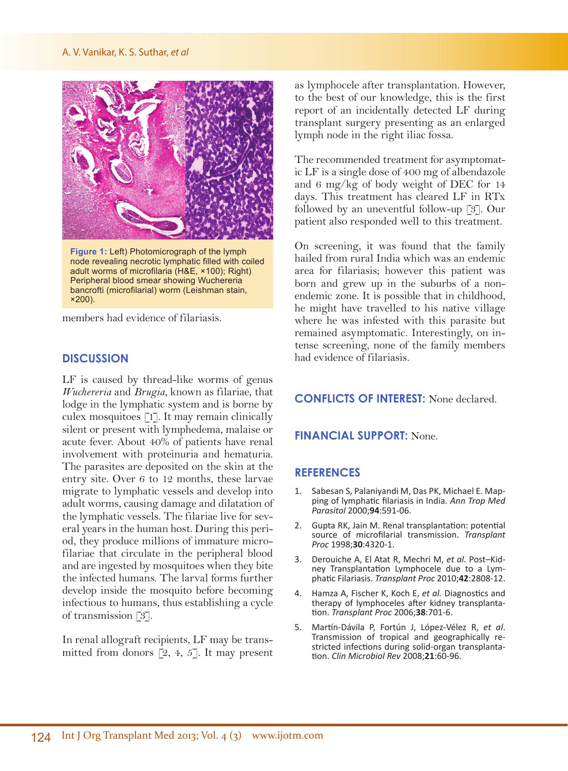Figure 1: Left) Photomicrograph of the lymph node revealing necrotic lymphatic filled with coiled adult worms of microfilaria (H&E, ×100); Right) Peripheral blood smear showing Wuchereria bancrofti (microfilarial) worm (Leishman stain, ×200).

members had evidence of filariasis.

## DISCUSSION

LF is caused by thread-like worms of genus *Wuchereria* and *Brugia*, known as filariae, that lodge in the lymphatic system and is borne by culex mosquitoes [1]. It may remain clinically silent or present with lymphedema, malaise or acute fever. About 40% of patients have renal involvement with proteinuria and hematuria. The parasites are deposited on the skin at the entry site. Over 6 to 12 months, these larvae migrate to lymphatic vessels and develop into adult worms, causing damage and dilatation of the lymphatic vessels. The filariae live for several years in the human host. During this period, they produce millions of immature microfilariae that circulate in the peripheral blood and are ingested by mosquitoes when they bite the infected humans. The larval forms further develop inside the mosquito before becoming infectious to humans, thus establishing a cycle of transmission [3].

In renal allograft recipients, LF may be transmitted from donors [2, 4, 5]. It may present as lymphocele after transplantation. However, to the best of our knowledge, this is the first report of an incidentally detected LF during transplant surgery presenting as an enlarged lymph node in the right iliac fossa.

The recommended treatment for asymptomatic LF is a single dose of 400 mg of albendazole and 6 mg/kg of body weight of DEC for 14 days. This treatment has cleared LF in RTx followed by an uneventful follow-up [3]. Our patient also responded well to this treatment.

On screening, it was found that the family hailed from rural India which was an endemic area for filariasis; however this patient was born and grew up in the suburbs of a non-endemic zone. It is possible that in childhood, he might have travelled to his native village where he was infested with this parasite but remained asymptomatic. Interestingly, on intense screening, none of the family members had evidence of filariasis.

**CONFLICTS OF INTEREST:** None declared.

**FINANCIAL SUPPORT:** None.

## REFERENCES

1. Sabesan S, Palaniyandi M, Das PK, Michael E. Mapping of lymphatic filariasis in India. *Ann Trop Med Parasitol* 2000;**94**:591-06.
2. Gupta RK, Jain M. Renal transplantation: potential source of microfilarial transmission. *Transplant Proc* 1998;**30**:4320-1.
3. Derouiche A, El Atat R, Mechri M, *et al*. Post–Kidney Transplantation Lymphocele due to a Lymphatic Filariasis. *Transplant Proc* 2010;**42**:2808-12.
4. Hamza A, Fischer K, Koch E, *et al.* Diagnostics and therapy of lymphoceles after kidney transplantation. *Transplant Proc* 2006;**38**:701-6.
5. Martín-Dávila P, Fortún J, López-Vélez R, *et al*. Transmission of tropical and geographically restricted infections during solid-organ transplantation. *Clin Microbiol Rev* 2008;**21**:60-96.